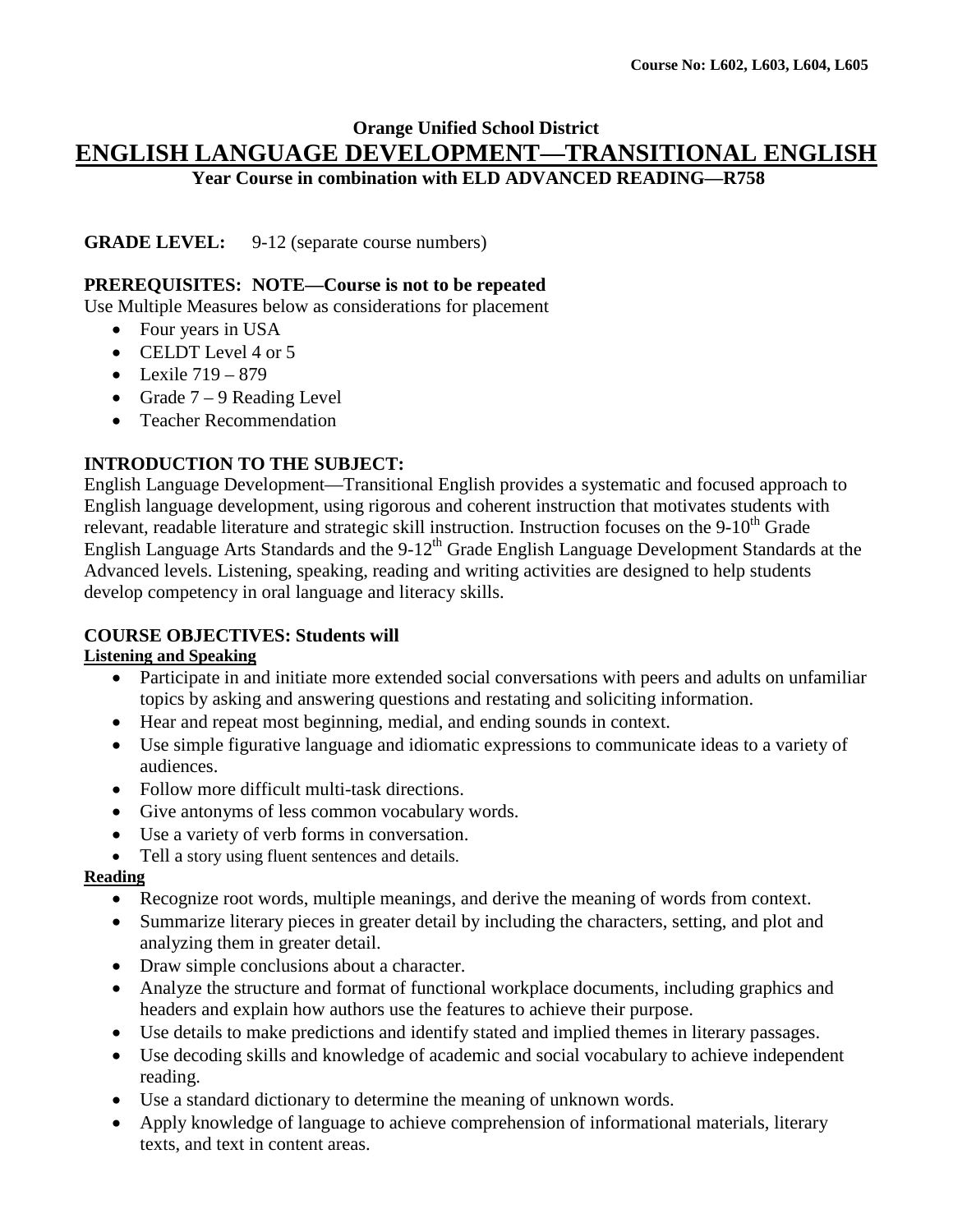Course No: L602, L603, L604, L605

# Orange Unified School District

# ENGLISH LANGUAGE DEVELOPMENT—TRANSITIONAL ENGLISH

## Year Course in combination with ELD ADVANCED READING—R758

**GRADE LEVEL:** 9-12 (separate course numbers)

**PREREQUISITES: NOTE—Course is not to be repeated**

Use Multiple Measures below as considerations for placement

- Four years in USA
- CELDT Level 4 or 5
- Lexile 719 – 879
- Grade 7 – 9 Reading Level
- Teacher Recommendation

**INTRODUCTION TO THE SUBJECT:**

English Language Development—Transitional English provides a systematic and focused approach to English language development, using rigorous and coherent instruction that motivates students with relevant, readable literature and strategic skill instruction. Instruction focuses on the 9-10th Grade English Language Arts Standards and the 9-12th Grade English Language Development Standards at the Advanced levels. Listening, speaking, reading and writing activities are designed to help students develop competency in oral language and literacy skills.

**COURSE OBJECTIVES: Students will**

**Listening and Speaking**

- Participate in and initiate more extended social conversations with peers and adults on unfamiliar topics by asking and answering questions and restating and soliciting information.
- Hear and repeat most beginning, medial, and ending sounds in context.
- Use simple figurative language and idiomatic expressions to communicate ideas to a variety of audiences.
- Follow more difficult multi-task directions.
- Give antonyms of less common vocabulary words.
- Use a variety of verb forms in conversation.
- Tell a story using fluent sentences and details.

**Reading**

- Recognize root words, multiple meanings, and derive the meaning of words from context.
- Summarize literary pieces in greater detail by including the characters, setting, and plot and analyzing them in greater detail.
- Draw simple conclusions about a character.
- Analyze the structure and format of functional workplace documents, including graphics and headers and explain how authors use the features to achieve their purpose.
- Use details to make predictions and identify stated and implied themes in literary passages.
- Use decoding skills and knowledge of academic and social vocabulary to achieve independent reading.
- Use a standard dictionary to determine the meaning of unknown words.
- Apply knowledge of language to achieve comprehension of informational materials, literary texts, and text in content areas.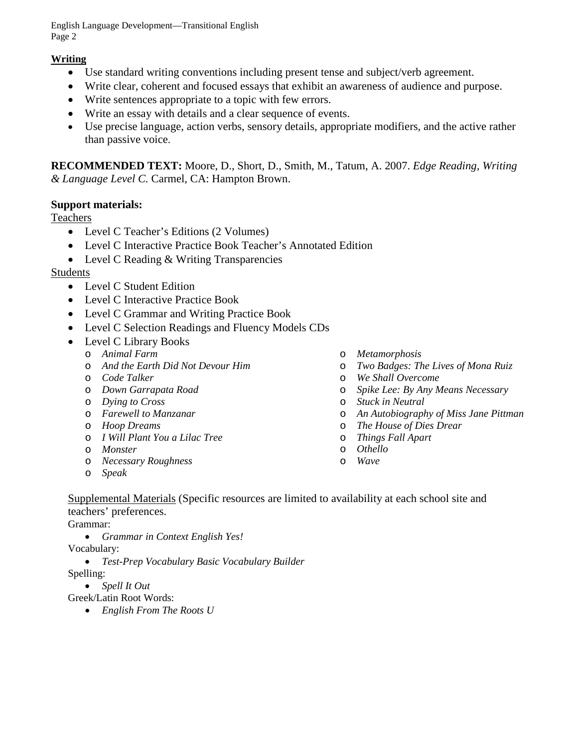**<u>Writing</u>**

- Use standard writing conventions including present tense and subject/verb agreement.
- Write clear, coherent and focused essays that exhibit an awareness of audience and purpose.
- Write sentences appropriate to a topic with few errors.
- Write an essay with details and a clear sequence of events.
- Use precise language, action verbs, sensory details, appropriate modifiers, and the active rather than passive voice.

**RECOMMENDED TEXT:** Moore, D., Short, D., Smith, M., Tatum, A. 2007. *Edge Reading, Writing & Language Level C.* Carmel, CA: Hampton Brown.

**Support materials:**

<u>Teachers</u>

- Level C Teacher's Editions (2 Volumes)
- Level C Interactive Practice Book Teacher's Annotated Edition
- Level C Reading & Writing Transparencies

<u>Students</u>

- Level C Student Edition
- Level C Interactive Practice Book
- Level C Grammar and Writing Practice Book
- Level C Selection Readings and Fluency Models CDs
- Level C Library Books
  - *Animal Farm*
  - *And the Earth Did Not Devour Him*
  - *Code Talker*
  - *Down Garrapata Road*
  - *Dying to Cross*
  - *Farewell to Manzanar*
  - *Hoop Dreams*
  - *I Will Plant You a Lilac Tree*
  - *Monster*
  - *Necessary Roughness*
  - *Speak*
  - *Metamorphosis*
  - *Two Badges: The Lives of Mona Ruiz*
  - *We Shall Overcome*
  - *Spike Lee: By Any Means Necessary*
  - *Stuck in Neutral*
  - *An Autobiography of Miss Jane Pittman*
  - *The House of Dies Drear*
  - *Things Fall Apart*
  - *Othello*
  - *Wave*

<u>Supplemental Materials</u> (Specific resources are limited to availability at each school site and teachers' preferences.

Grammar:

- *Grammar in Context English Yes!*

Vocabulary:

- *Test-Prep Vocabulary Basic Vocabulary Builder*

Spelling:

- *Spell It Out*

Greek/Latin Root Words:

- *English From The Roots U*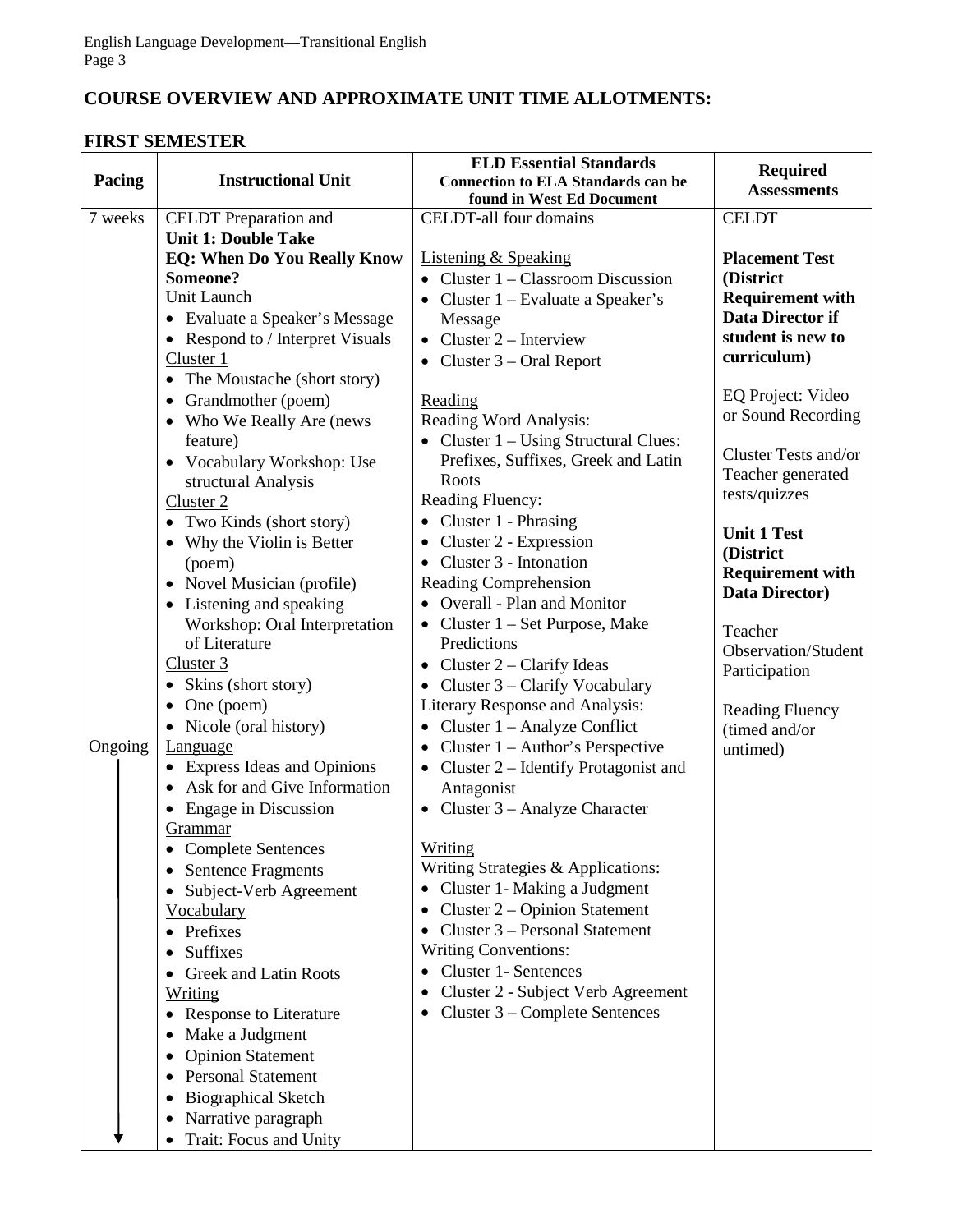## COURSE OVERVIEW AND APPROXIMATE UNIT TIME ALLOTMENTS:

### FIRST SEMESTER

| Pacing | Instructional Unit | ELD Essential Standards<br>Connection to ELA Standards can be found in West Ed Document | Required Assessments |
|---|---|---|---|
| 7 weeks<br><br>Ongoing ↓ | CELDT Preparation and<br>**Unit 1: Double Take**<br>**EQ: When Do You Really Know Someone?**<br>Unit Launch<br>• Evaluate a Speaker's Message<br>• Respond to / Interpret Visuals<br><u>Cluster 1</u><br>• The Moustache (short story)<br>• Grandmother (poem)<br>• Who We Really Are (news feature)<br>• Vocabulary Workshop: Use structural Analysis<br><u>Cluster 2</u><br>• Two Kinds (short story)<br>• Why the Violin is Better (poem)<br>• Novel Musician (profile)<br>• Listening and speaking Workshop: Oral Interpretation of Literature<br><u>Cluster 3</u><br>• Skins (short story)<br>• One (poem)<br>• Nicole (oral history)<br><u>Language</u><br>• Express Ideas and Opinions<br>• Ask for and Give Information<br>• Engage in Discussion<br><u>Grammar</u><br>• Complete Sentences<br>• Sentence Fragments<br>• Subject-Verb Agreement<br><u>Vocabulary</u><br>• Prefixes<br>• Suffixes<br>• Greek and Latin Roots<br><u>Writing</u><br>• Response to Literature<br>• Make a Judgment<br>• Opinion Statement<br>• Personal Statement<br>• Biographical Sketch<br>• Narrative paragraph<br>• Trait: Focus and Unity | CELDT-all four domains<br><br><u>Listening & Speaking</u><br>• Cluster 1 – Classroom Discussion<br>• Cluster 1 – Evaluate a Speaker's Message<br>• Cluster 2 – Interview<br>• Cluster 3 – Oral Report<br><br><u>Reading</u><br>Reading Word Analysis:<br>• Cluster 1 – Using Structural Clues: Prefixes, Suffixes, Greek and Latin Roots<br>Reading Fluency:<br>• Cluster 1 - Phrasing<br>• Cluster 2 - Expression<br>• Cluster 3 - Intonation<br>Reading Comprehension<br>• Overall - Plan and Monitor<br>• Cluster 1 – Set Purpose, Make Predictions<br>• Cluster 2 – Clarify Ideas<br>• Cluster 3 – Clarify Vocabulary<br>Literary Response and Analysis:<br>• Cluster 1 – Analyze Conflict<br>• Cluster 1 – Author's Perspective<br>• Cluster 2 – Identify Protagonist and Antagonist<br>• Cluster 3 – Analyze Character<br><br><u>Writing</u><br>Writing Strategies & Applications:<br>• Cluster 1- Making a Judgment<br>• Cluster 2 – Opinion Statement<br>• Cluster 3 – Personal Statement<br>Writing Conventions:<br>• Cluster 1- Sentences<br>• Cluster 2 - Subject Verb Agreement<br>• Cluster 3 – Complete Sentences | CELDT<br><br>**Placement Test (District Requirement with Data Director if student is new to curriculum)**<br><br>EQ Project: Video or Sound Recording<br><br>Cluster Tests and/or Teacher generated tests/quizzes<br><br>**Unit 1 Test (District Requirement with Data Director)**<br><br>Teacher Observation/Student Participation<br><br>Reading Fluency (timed and/or untimed) |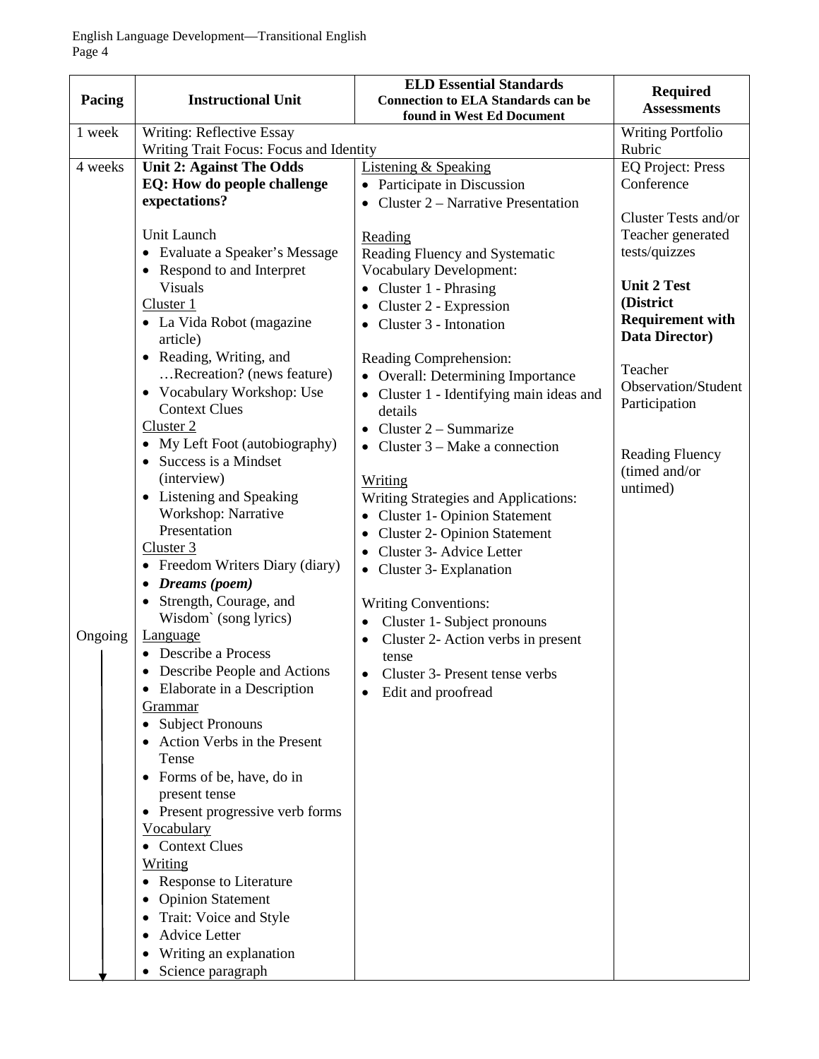| Pacing | Instructional Unit | ELD Essential Standards<br>**Connection to ELA Standards can be found in West Ed Document** | Required Assessments |
|---|---|---|---|
| 1 week | Writing: Reflective Essay<br>Writing Trait Focus: Focus and Identity | | Writing Portfolio Rubric |
| 4 weeks<br><br>Ongoing ↓ | **Unit 2: Against The Odds**<br>**EQ: How do people challenge expectations?**<br><br>Unit Launch<br>• Evaluate a Speaker's Message<br>• Respond to and Interpret Visuals<br>Cluster 1<br>• La Vida Robot (magazine article)<br>• Reading, Writing, and …Recreation? (news feature)<br>• Vocabulary Workshop: Use Context Clues<br>Cluster 2<br>• My Left Foot (autobiography)<br>• Success is a Mindset (interview)<br>• Listening and Speaking Workshop: Narrative Presentation<br>Cluster 3<br>• Freedom Writers Diary (diary)<br>• ***Dreams (poem)***<br>• Strength, Courage, and Wisdom` (song lyrics)<br>Language<br>• Describe a Process<br>• Describe People and Actions<br>• Elaborate in a Description<br>Grammar<br>• Subject Pronouns<br>• Action Verbs in the Present Tense<br>• Forms of be, have, do in present tense<br>• Present progressive verb forms<br>Vocabulary<br>• Context Clues<br>Writing<br>• Response to Literature<br>• Opinion Statement<br>• Trait: Voice and Style<br>• Advice Letter<br>• Writing an explanation<br>• Science paragraph | Listening & Speaking<br>• Participate in Discussion<br>• Cluster 2 – Narrative Presentation<br><br>Reading<br>Reading Fluency and Systematic Vocabulary Development:<br>• Cluster 1 - Phrasing<br>• Cluster 2 - Expression<br>• Cluster 3 - Intonation<br><br>Reading Comprehension:<br>• Overall: Determining Importance<br>• Cluster 1 - Identifying main ideas and details<br>• Cluster 2 – Summarize<br>• Cluster 3 – Make a connection<br><br>Writing<br>Writing Strategies and Applications:<br>• Cluster 1- Opinion Statement<br>• Cluster 2- Opinion Statement<br>• Cluster 3- Advice Letter<br>• Cluster 3- Explanation<br><br>Writing Conventions:<br>• Cluster 1- Subject pronouns<br>• Cluster 2- Action verbs in present tense<br>• Cluster 3- Present tense verbs<br>• Edit and proofread | EQ Project: Press Conference<br><br>Cluster Tests and/or Teacher generated tests/quizzes<br><br>**Unit 2 Test (District Requirement with Data Director)**<br><br>Teacher Observation/Student Participation<br><br>Reading Fluency (timed and/or untimed) |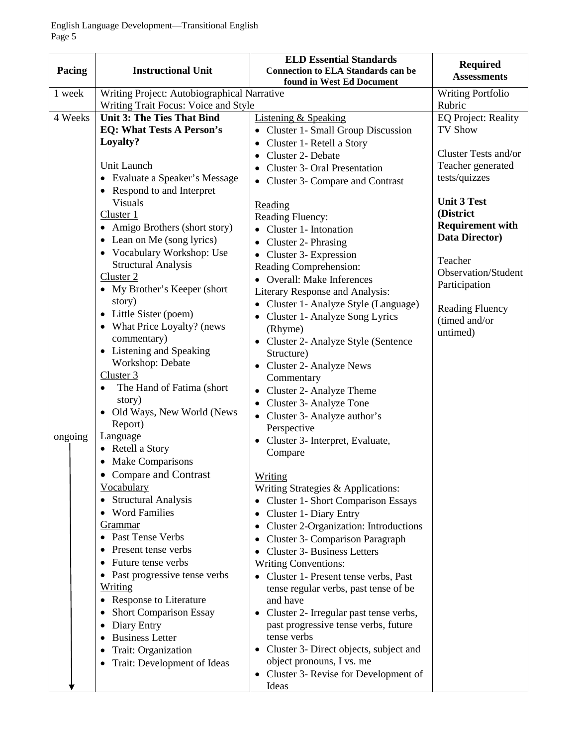| Pacing | Instructional Unit | ELD Essential Standards<br>Connection to ELA Standards can be found in West Ed Document | Required Assessments |
|---|---|---|---|
| 1 week | Writing Project: Autobiographical Narrative<br>Writing Trait Focus: Voice and Style | | Writing Portfolio Rubric |
| 4 Weeks<br><br>ongoing ↓ | **Unit 3: The Ties That Bind**<br>**EQ: What Tests A Person's Loyalty?**<br><br>Unit Launch<br>• Evaluate a Speaker's Message<br>• Respond to and Interpret Visuals<br>Cluster 1<br>• Amigo Brothers (short story)<br>• Lean on Me (song lyrics)<br>• Vocabulary Workshop: Use Structural Analysis<br>Cluster 2<br>• My Brother's Keeper (short story)<br>• Little Sister (poem)<br>• What Price Loyalty? (news commentary)<br>• Listening and Speaking Workshop: Debate<br>Cluster 3<br>• The Hand of Fatima (short story)<br>• Old Ways, New World (News Report)<br>Language<br>• Retell a Story<br>• Make Comparisons<br>• Compare and Contrast<br>Vocabulary<br>• Structural Analysis<br>• Word Families<br>Grammar<br>• Past Tense Verbs<br>• Present tense verbs<br>• Future tense verbs<br>• Past progressive tense verbs<br>Writing<br>• Response to Literature<br>• Short Comparison Essay<br>• Diary Entry<br>• Business Letter<br>• Trait: Organization<br>• Trait: Development of Ideas | Listening & Speaking<br>• Cluster 1- Small Group Discussion<br>• Cluster 1- Retell a Story<br>• Cluster 2- Debate<br>• Cluster 3- Oral Presentation<br>• Cluster 3- Compare and Contrast<br><br>Reading<br>Reading Fluency:<br>• Cluster 1- Intonation<br>• Cluster 2- Phrasing<br>• Cluster 3- Expression<br>Reading Comprehension:<br>• Overall: Make Inferences<br>Literary Response and Analysis:<br>• Cluster 1- Analyze Style (Language)<br>• Cluster 1- Analyze Song Lyrics (Rhyme)<br>• Cluster 2- Analyze Style (Sentence Structure)<br>• Cluster 2- Analyze News Commentary<br>• Cluster 2- Analyze Theme<br>• Cluster 3- Analyze Tone<br>• Cluster 3- Analyze author's Perspective<br>• Cluster 3- Interpret, Evaluate, Compare<br><br>Writing<br>Writing Strategies & Applications:<br>• Cluster 1- Short Comparison Essays<br>• Cluster 1- Diary Entry<br>• Cluster 2-Organization: Introductions<br>• Cluster 3- Comparison Paragraph<br>• Cluster 3- Business Letters<br>Writing Conventions:<br>• Cluster 1- Present tense verbs, Past tense regular verbs, past tense of be and have<br>• Cluster 2- Irregular past tense verbs, past progressive tense verbs, future tense verbs<br>• Cluster 3- Direct objects, subject and object pronouns, I vs. me<br>• Cluster 3- Revise for Development of Ideas | EQ Project: Reality TV Show<br><br>Cluster Tests and/or Teacher generated tests/quizzes<br><br>**Unit 3 Test (District Requirement with Data Director)**<br><br>Teacher Observation/Student Participation<br><br>Reading Fluency (timed and/or untimed) |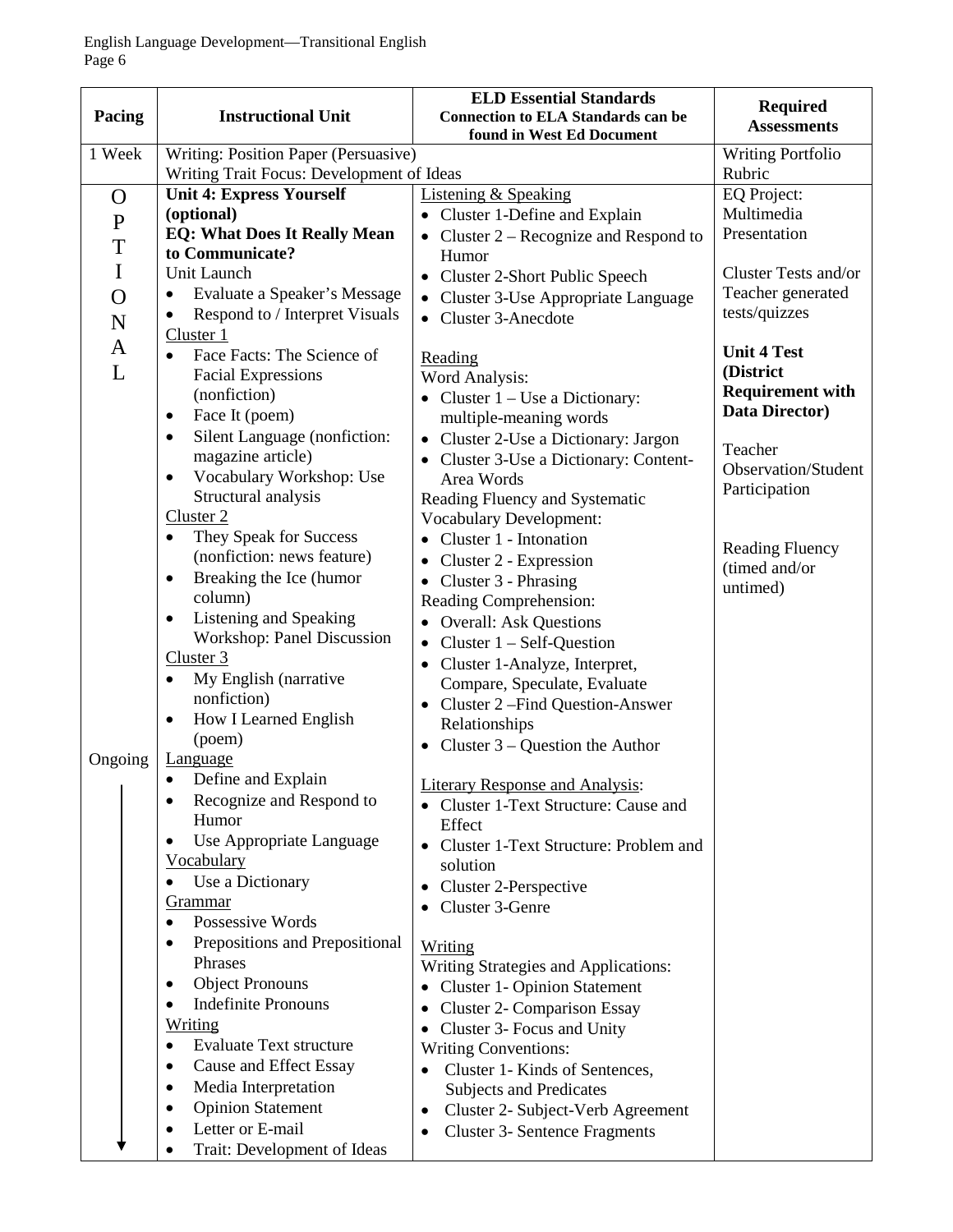| Pacing | Instructional Unit | ELD Essential Standards<br>Connection to ELA Standards can be found in West Ed Document | Required Assessments |
|---|---|---|---|
| 1 Week | Writing: Position Paper (Persuasive)<br>Writing Trait Focus: Development of Ideas | | Writing Portfolio Rubric |
| OPTIONAL<br><br>Ongoing ↓ | **Unit 4: Express Yourself (optional)**<br>**EQ: What Does It Really Mean to Communicate?**<br>Unit Launch<br>• Evaluate a Speaker's Message<br>• Respond to / Interpret Visuals<br>Cluster 1<br>• Face Facts: The Science of Facial Expressions (nonfiction)<br>• Face It (poem)<br>• Silent Language (nonfiction: magazine article)<br>• Vocabulary Workshop: Use Structural analysis<br>Cluster 2<br>• They Speak for Success (nonfiction: news feature)<br>• Breaking the Ice (humor column)<br>• Listening and Speaking Workshop: Panel Discussion<br>Cluster 3<br>• My English (narrative nonfiction)<br>• How I Learned English (poem)<br>Language<br>• Define and Explain<br>• Recognize and Respond to Humor<br>• Use Appropriate Language<br>Vocabulary<br>• Use a Dictionary<br>Grammar<br>• Possessive Words<br>• Prepositions and Prepositional Phrases<br>• Object Pronouns<br>• Indefinite Pronouns<br>Writing<br>• Evaluate Text structure<br>• Cause and Effect Essay<br>• Media Interpretation<br>• Opinion Statement<br>• Letter or E-mail<br>• Trait: Development of Ideas | Listening & Speaking<br>• Cluster 1-Define and Explain<br>• Cluster 2 – Recognize and Respond to Humor<br>• Cluster 2-Short Public Speech<br>• Cluster 3-Use Appropriate Language<br>• Cluster 3-Anecdote<br><br>Reading<br>Word Analysis:<br>• Cluster 1 – Use a Dictionary: multiple-meaning words<br>• Cluster 2-Use a Dictionary: Jargon<br>• Cluster 3-Use a Dictionary: Content-Area Words<br>Reading Fluency and Systematic Vocabulary Development:<br>• Cluster 1 - Intonation<br>• Cluster 2 - Expression<br>• Cluster 3 - Phrasing<br>Reading Comprehension:<br>• Overall: Ask Questions<br>• Cluster 1 – Self-Question<br>• Cluster 1-Analyze, Interpret, Compare, Speculate, Evaluate<br>• Cluster 2 –Find Question-Answer Relationships<br>• Cluster 3 – Question the Author<br><br>Literary Response and Analysis:<br>• Cluster 1-Text Structure: Cause and Effect<br>• Cluster 1-Text Structure: Problem and solution<br>• Cluster 2-Perspective<br>• Cluster 3-Genre<br><br>Writing<br>Writing Strategies and Applications:<br>• Cluster 1- Opinion Statement<br>• Cluster 2- Comparison Essay<br>• Cluster 3- Focus and Unity<br>Writing Conventions:<br>• Cluster 1- Kinds of Sentences, Subjects and Predicates<br>• Cluster 2- Subject-Verb Agreement<br>• Cluster 3- Sentence Fragments | EQ Project: Multimedia Presentation<br><br>Cluster Tests and/or Teacher generated tests/quizzes<br><br>**Unit 4 Test (District Requirement with Data Director)**<br><br>Teacher Observation/Student Participation<br><br>Reading Fluency (timed and/or untimed) |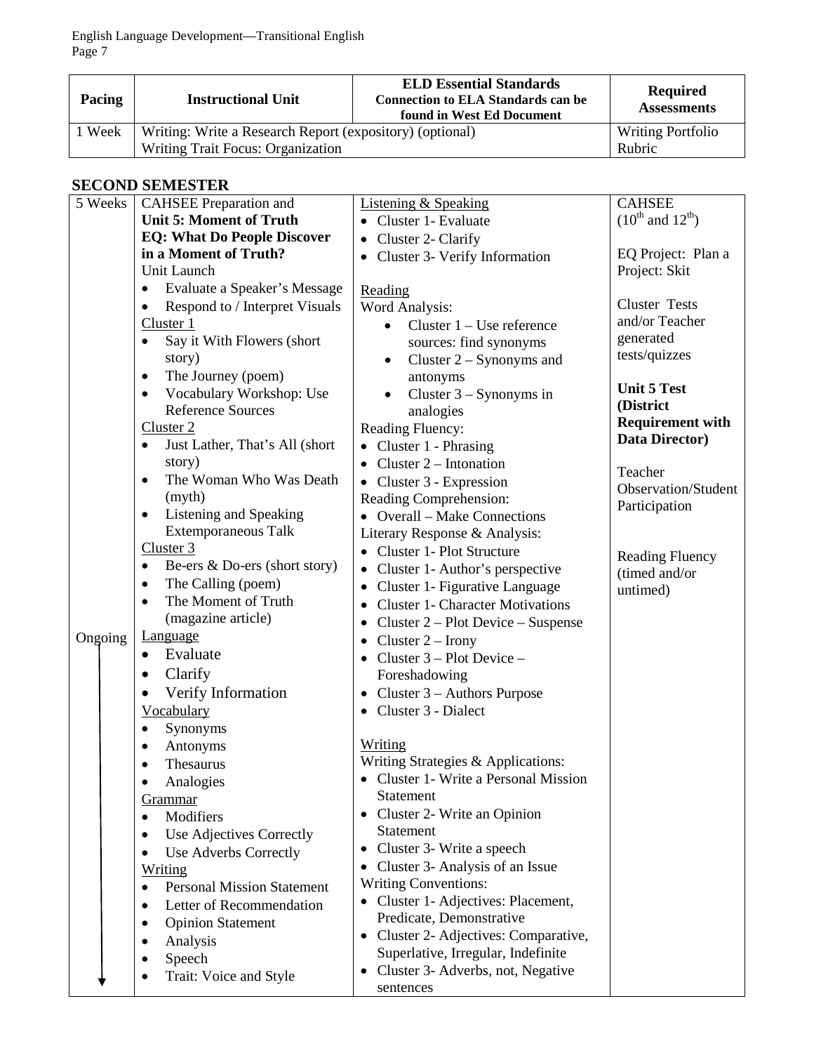| Pacing | Instructional Unit | ELD Essential Standards<br>Connection to ELA Standards can be found in West Ed Document | Required Assessments |
|---|---|---|---|
| 1 Week | Writing: Write a Research Report (expository) (optional)<br>Writing Trait Focus: Organization | | Writing Portfolio Rubric |

## SECOND SEMESTER

| Pacing | Instructional Unit | ELD Essential Standards | Required Assessments |
|---|---|---|---|
| 5 Weeks<br><br>Ongoing ↓ | CAHSEE Preparation and<br>**Unit 5: Moment of Truth**<br>**EQ: What Do People Discover in a Moment of Truth?**<br>Unit Launch<br>• Evaluate a Speaker's Message<br>• Respond to / Interpret Visuals<br>Cluster 1<br>• Say it With Flowers (short story)<br>• The Journey (poem)<br>• Vocabulary Workshop: Use Reference Sources<br>Cluster 2<br>• Just Lather, That's All (short story)<br>• The Woman Who Was Death (myth)<br>• Listening and Speaking Extemporaneous Talk<br>Cluster 3<br>• Be-ers & Do-ers (short story)<br>• The Calling (poem)<br>• The Moment of Truth (magazine article)<br>Language<br>• Evaluate<br>• Clarify<br>• Verify Information<br>Vocabulary<br>• Synonyms<br>• Antonyms<br>• Thesaurus<br>• Analogies<br>Grammar<br>• Modifiers<br>• Use Adjectives Correctly<br>• Use Adverbs Correctly<br>Writing<br>• Personal Mission Statement<br>• Letter of Recommendation<br>• Opinion Statement<br>• Analysis<br>• Speech<br>• Trait: Voice and Style | Listening & Speaking<br>• Cluster 1- Evaluate<br>• Cluster 2- Clarify<br>• Cluster 3- Verify Information<br><br>Reading<br>Word Analysis:<br>• Cluster 1 – Use reference sources: find synonyms<br>• Cluster 2 – Synonyms and antonyms<br>• Cluster 3 – Synonyms in analogies<br>Reading Fluency:<br>• Cluster 1 - Phrasing<br>• Cluster 2 – Intonation<br>• Cluster 3 - Expression<br>Reading Comprehension:<br>• Overall – Make Connections<br>Literary Response & Analysis:<br>• Cluster 1- Plot Structure<br>• Cluster 1- Author's perspective<br>• Cluster 1- Figurative Language<br>• Cluster 1- Character Motivations<br>• Cluster 2 – Plot Device – Suspense<br>• Cluster 2 – Irony<br>• Cluster 3 – Plot Device – Foreshadowing<br>• Cluster 3 – Authors Purpose<br>• Cluster 3 - Dialect<br><br>Writing<br>Writing Strategies & Applications:<br>• Cluster 1- Write a Personal Mission Statement<br>• Cluster 2- Write an Opinion Statement<br>• Cluster 3- Write a speech<br>• Cluster 3- Analysis of an Issue<br>Writing Conventions:<br>• Cluster 1- Adjectives: Placement, Predicate, Demonstrative<br>• Cluster 2- Adjectives: Comparative, Superlative, Irregular, Indefinite<br>• Cluster 3- Adverbs, not, Negative sentences | CAHSEE (10th and 12th)<br><br>EQ Project: Plan a Project: Skit<br><br>Cluster Tests and/or Teacher generated tests/quizzes<br><br>**Unit 5 Test (District Requirement with Data Director)**<br><br>Teacher Observation/Student Participation<br><br>Reading Fluency (timed and/or untimed) |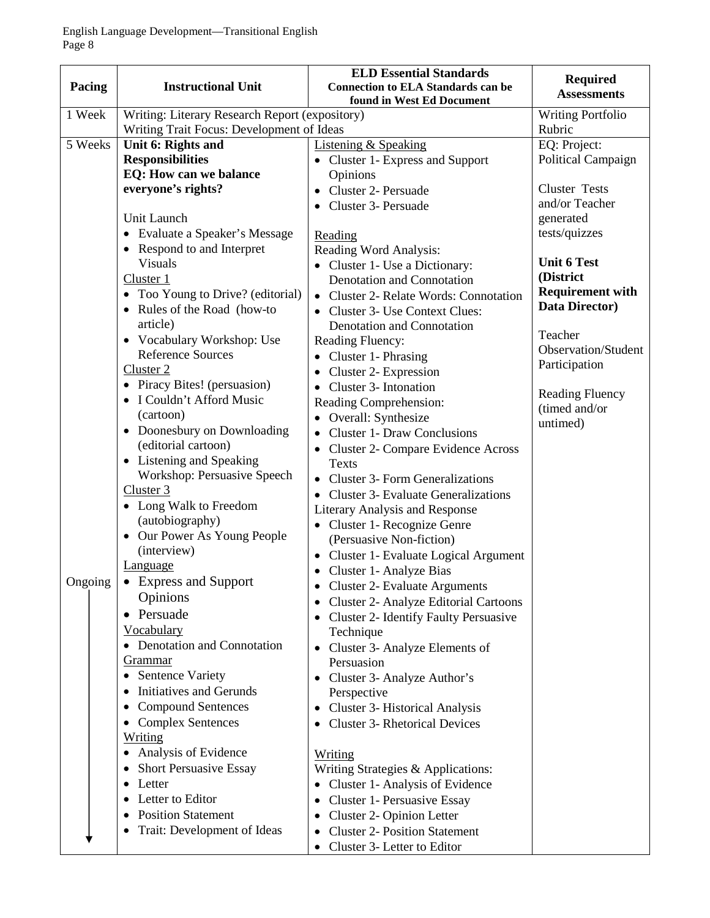| Pacing | Instructional Unit | ELD Essential Standards **Connection to ELA Standards can be found in West Ed Document** | Required Assessments |
|---|---|---|---|
| 1 Week | Writing: Literary Research Report (expository)<br>Writing Trait Focus: Development of Ideas | | Writing Portfolio Rubric |
| 5 Weeks<br><br>Ongoing ↓ | **Unit 6: Rights and Responsibilities**<br>**EQ: How can we balance everyone's rights?**<br><br>Unit Launch<br>• Evaluate a Speaker's Message<br>• Respond to and Interpret Visuals<br>Cluster 1<br>• Too Young to Drive? (editorial)<br>• Rules of the Road (how-to article)<br>• Vocabulary Workshop: Use Reference Sources<br>Cluster 2<br>• Piracy Bites! (persuasion)<br>• I Couldn't Afford Music (cartoon)<br>• Doonesbury on Downloading (editorial cartoon)<br>• Listening and Speaking Workshop: Persuasive Speech<br>Cluster 3<br>• Long Walk to Freedom (autobiography)<br>• Our Power As Young People (interview)<br>Language<br>• Express and Support Opinions<br>• Persuade<br>Vocabulary<br>• Denotation and Connotation<br>Grammar<br>• Sentence Variety<br>• Initiatives and Gerunds<br>• Compound Sentences<br>• Complex Sentences<br>Writing<br>• Analysis of Evidence<br>• Short Persuasive Essay<br>• Letter<br>• Letter to Editor<br>• Position Statement<br>• Trait: Development of Ideas | Listening & Speaking<br>• Cluster 1- Express and Support Opinions<br>• Cluster 2- Persuade<br>• Cluster 3- Persuade<br><br>Reading<br>Reading Word Analysis:<br>• Cluster 1- Use a Dictionary: Denotation and Connotation<br>• Cluster 2- Relate Words: Connotation<br>• Cluster 3- Use Context Clues: Denotation and Connotation<br>Reading Fluency:<br>• Cluster 1- Phrasing<br>• Cluster 2- Expression<br>• Cluster 3- Intonation<br>Reading Comprehension:<br>• Overall: Synthesize<br>• Cluster 1- Draw Conclusions<br>• Cluster 2- Compare Evidence Across Texts<br>• Cluster 3- Form Generalizations<br>• Cluster 3- Evaluate Generalizations<br>Literary Analysis and Response<br>• Cluster 1- Recognize Genre (Persuasive Non-fiction)<br>• Cluster 1- Evaluate Logical Argument<br>• Cluster 1- Analyze Bias<br>• Cluster 2- Evaluate Arguments<br>• Cluster 2- Analyze Editorial Cartoons<br>• Cluster 2- Identify Faulty Persuasive Technique<br>• Cluster 3- Analyze Elements of Persuasion<br>• Cluster 3- Analyze Author's Perspective<br>• Cluster 3- Historical Analysis<br>• Cluster 3- Rhetorical Devices<br><br>Writing<br>Writing Strategies & Applications:<br>• Cluster 1- Analysis of Evidence<br>• Cluster 1- Persuasive Essay<br>• Cluster 2- Opinion Letter<br>• Cluster 2- Position Statement<br>• Cluster 3- Letter to Editor | EQ: Project: Political Campaign<br><br>Cluster Tests and/or Teacher generated tests/quizzes<br><br>**Unit 6 Test (District Requirement with Data Director)**<br><br>Teacher Observation/Student Participation<br><br>Reading Fluency (timed and/or untimed) |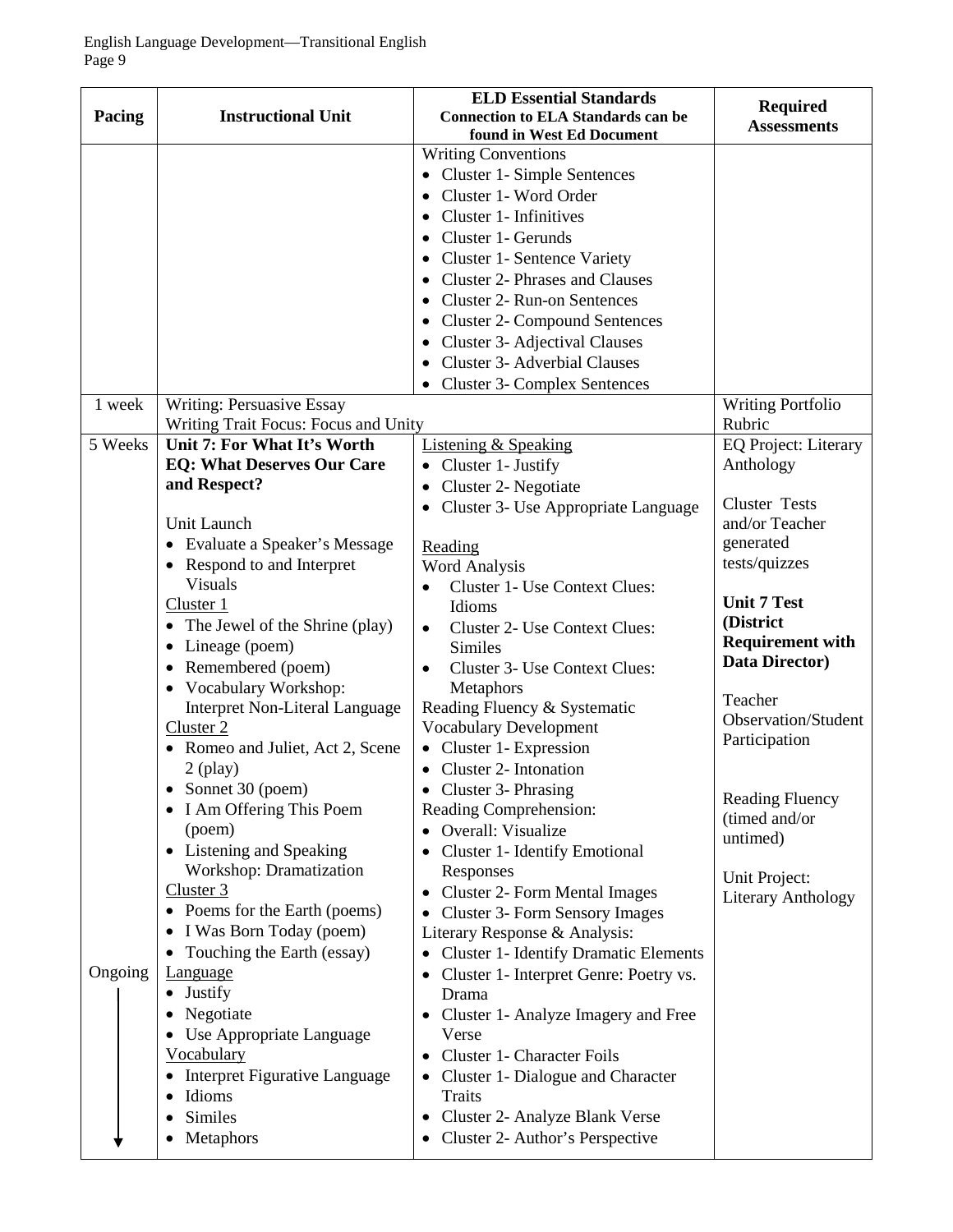| Pacing | Instructional Unit | ELD Essential Standards<br>Connection to ELA Standards can be found in West Ed Document | Required Assessments |
|---|---|---|---|
| | | Writing Conventions<br>• Cluster 1- Simple Sentences<br>• Cluster 1- Word Order<br>• Cluster 1- Infinitives<br>• Cluster 1- Gerunds<br>• Cluster 1- Sentence Variety<br>• Cluster 2- Phrases and Clauses<br>• Cluster 2- Run-on Sentences<br>• Cluster 2- Compound Sentences<br>• Cluster 3- Adjectival Clauses<br>• Cluster 3- Adverbial Clauses<br>• Cluster 3- Complex Sentences | |
| 1 week | Writing: Persuasive Essay<br>Writing Trait Focus: Focus and Unity | | Writing Portfolio Rubric |
| 5 Weeks<br><br>Ongoing ↓ | **Unit 7: For What It's Worth**<br>**EQ: What Deserves Our Care and Respect?**<br><br>Unit Launch<br>• Evaluate a Speaker's Message<br>• Respond to and Interpret Visuals<br>Cluster 1<br>• The Jewel of the Shrine (play)<br>• Lineage (poem)<br>• Remembered (poem)<br>• Vocabulary Workshop: Interpret Non-Literal Language<br>Cluster 2<br>• Romeo and Juliet, Act 2, Scene 2 (play)<br>• Sonnet 30 (poem)<br>• I Am Offering This Poem (poem)<br>• Listening and Speaking Workshop: Dramatization<br>Cluster 3<br>• Poems for the Earth (poems)<br>• I Was Born Today (poem)<br>• Touching the Earth (essay)<br>Language<br>• Justify<br>• Negotiate<br>• Use Appropriate Language<br>Vocabulary<br>• Interpret Figurative Language<br>• Idioms<br>• Similes<br>• Metaphors | Listening & Speaking<br>• Cluster 1- Justify<br>• Cluster 2- Negotiate<br>• Cluster 3- Use Appropriate Language<br><br>Reading<br>Word Analysis<br>• Cluster 1- Use Context Clues: Idioms<br>• Cluster 2- Use Context Clues: Similes<br>• Cluster 3- Use Context Clues: Metaphors<br>Reading Fluency & Systematic Vocabulary Development<br>• Cluster 1- Expression<br>• Cluster 2- Intonation<br>• Cluster 3- Phrasing<br>Reading Comprehension:<br>• Overall: Visualize<br>• Cluster 1- Identify Emotional Responses<br>• Cluster 2- Form Mental Images<br>• Cluster 3- Form Sensory Images<br>Literary Response & Analysis:<br>• Cluster 1- Identify Dramatic Elements<br>• Cluster 1- Interpret Genre: Poetry vs. Drama<br>• Cluster 1- Analyze Imagery and Free Verse<br>• Cluster 1- Character Foils<br>• Cluster 1- Dialogue and Character Traits<br>• Cluster 2- Analyze Blank Verse<br>• Cluster 2- Author's Perspective | EQ Project: Literary Anthology<br><br>Cluster Tests and/or Teacher generated tests/quizzes<br><br>**Unit 7 Test (District Requirement with Data Director)**<br><br>Teacher Observation/Student Participation<br><br>Reading Fluency (timed and/or untimed)<br><br>Unit Project: Literary Anthology |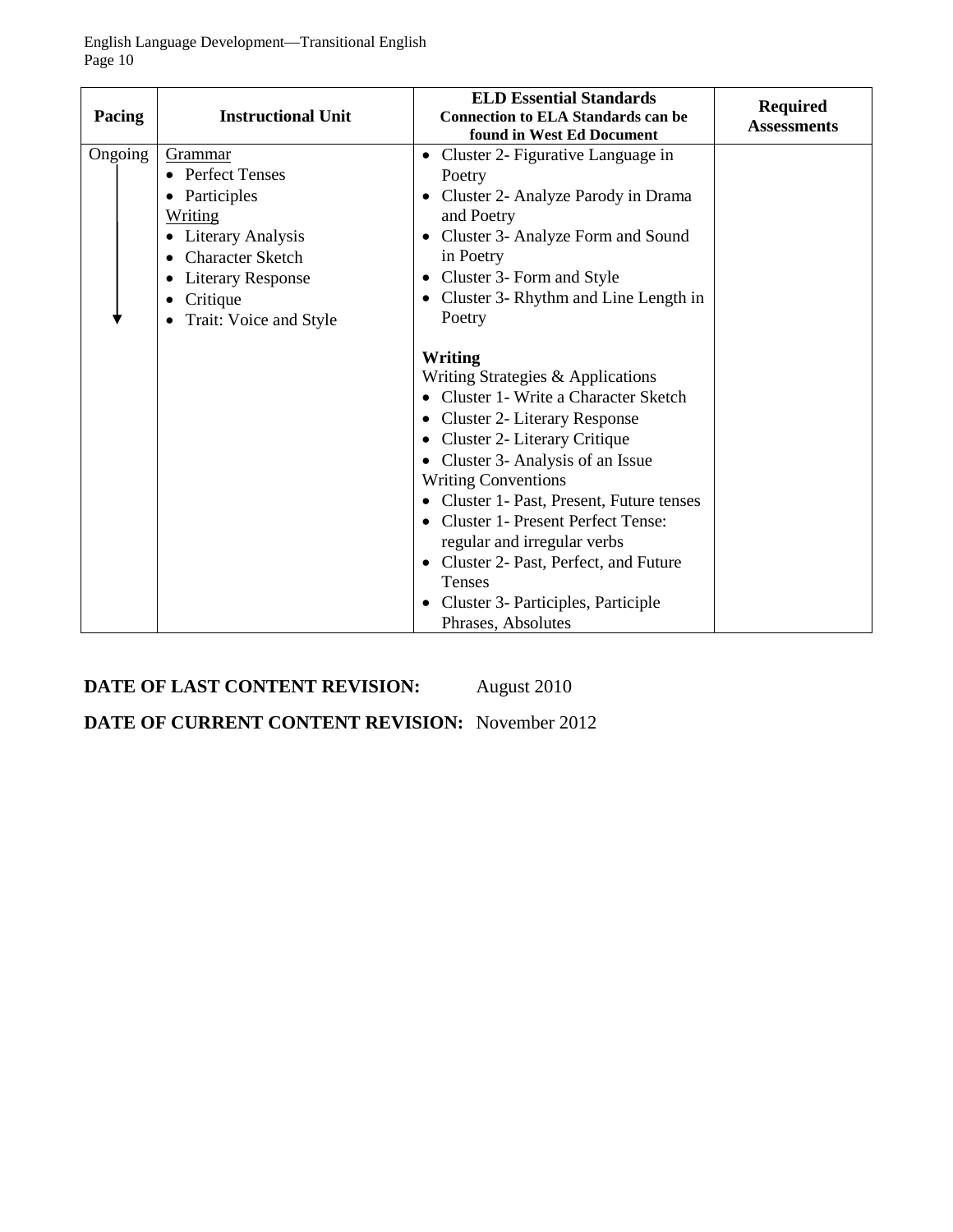| Pacing | Instructional Unit | ELD Essential Standards<br>Connection to ELA Standards can be found in West Ed Document | Required Assessments |
|---|---|---|---|
| Ongoing ↓ | Grammar<br>• Perfect Tenses<br>• Participles<br>Writing<br>• Literary Analysis<br>• Character Sketch<br>• Literary Response<br>• Critique<br>• Trait: Voice and Style | • Cluster 2- Figurative Language in Poetry<br>• Cluster 2- Analyze Parody in Drama and Poetry<br>• Cluster 3- Analyze Form and Sound in Poetry<br>• Cluster 3- Form and Style<br>• Cluster 3- Rhythm and Line Length in Poetry<br><br>**Writing**<br>Writing Strategies & Applications<br>• Cluster 1- Write a Character Sketch<br>• Cluster 2- Literary Response<br>• Cluster 2- Literary Critique<br>• Cluster 3- Analysis of an Issue<br>Writing Conventions<br>• Cluster 1- Past, Present, Future tenses<br>• Cluster 1- Present Perfect Tense: regular and irregular verbs<br>• Cluster 2- Past, Perfect, and Future Tenses<br>• Cluster 3- Participles, Participle Phrases, Absolutes | |

**DATE OF LAST CONTENT REVISION:** August 2010

**DATE OF CURRENT CONTENT REVISION:** November 2012